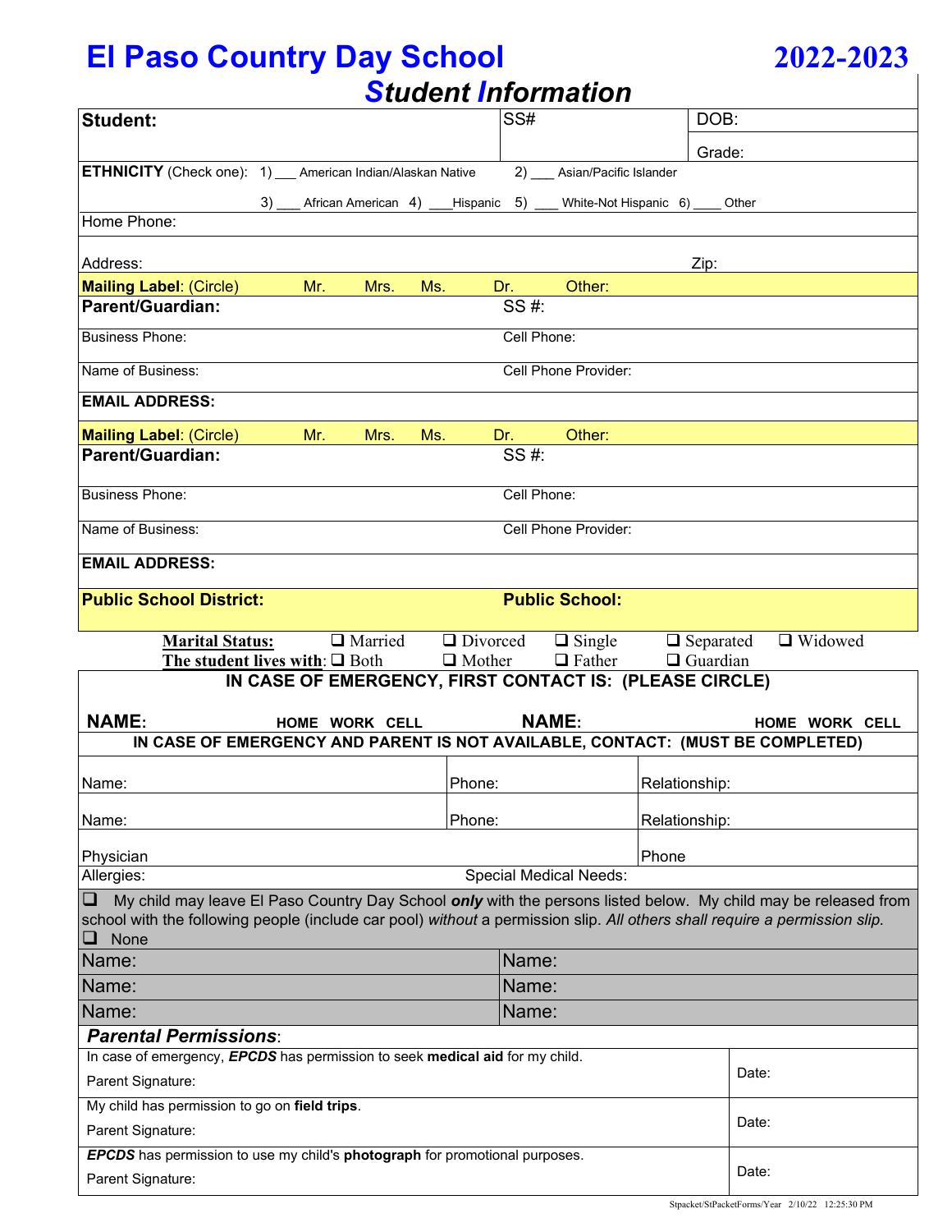# El Paso Country Day School — 2022-2023

## Student Information

| **Student:** | SS# | DOB: |
|---|---|---|
| | | Grade: |

**ETHNICITY** (Check one): 1) ___ American Indian/Alaskan Native 2) ___ Asian/Pacific Islander 3) ___ African American 4) ___Hispanic 5) ___ White-Not Hispanic 6) ____ Other

Home Phone:

Address: Zip:

**Mailing Label**: (Circle) Mr. Mrs. Ms. Dr. Other:

| **Parent/Guardian:** | SS #: |
|---|---|
| Business Phone: | Cell Phone: |
| Name of Business: | Cell Phone Provider: |
| **EMAIL ADDRESS:** | |

**Mailing Label**: (Circle) Mr. Mrs. Ms. Dr. Other:

| **Parent/Guardian:** | SS #: |
|---|---|
| Business Phone: | Cell Phone: |
| Name of Business: | Cell Phone Provider: |
| **EMAIL ADDRESS:** | |

| **Public School District:** | **Public School:** |
|---|---|

**Marital Status:** ❑ Married ❑ Divorced ❑ Single ❑ Separated ❑ Widowed

**The student lives with**: ❑ Both ❑ Mother ❑ Father ❑ Guardian

**IN CASE OF EMERGENCY, FIRST CONTACT IS: (PLEASE CIRCLE)**

**NAME:** **HOME WORK CELL** **NAME:** **HOME WORK CELL**

**IN CASE OF EMERGENCY AND PARENT IS NOT AVAILABLE, CONTACT: (MUST BE COMPLETED)**

| Name: | Phone: | Relationship: |
|---|---|---|
| Name: | Phone: | Relationship: |
| Physician | | Phone |

Allergies: Special Medical Needs:

❑ My child may leave El Paso Country Day School ***only*** with the persons listed below. My child may be released from school with the following people (include car pool) *without* a permission slip. *All others shall require a permission slip.*

❑ None

| Name: | Name: |
|---|---|
| Name: | Name: |
| Name: | Name: |

### *Parental Permissions*:

| | |
|---|---|
| In case of emergency, ***EPCDS*** has permission to seek **medical aid** for my child.<br>Parent Signature: | Date: |
| My child has permission to go on **field trips**.<br>Parent Signature: | Date: |
| ***EPCDS*** has permission to use my child's **photograph** for promotional purposes.<br>Parent Signature: | Date: |

Stpacket/StPacketForms/Year 2/10/22 12:25:30 PM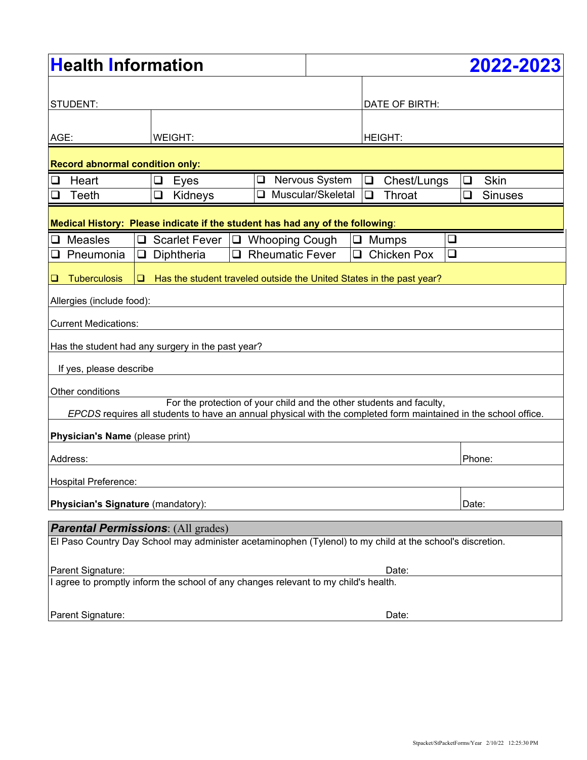# Health Information — 2022-2023

| | | |
|---|---|---|
| STUDENT: | | DATE OF BIRTH: |
| AGE: | WEIGHT: | HEIGHT: |

**Record abnormal condition only:**

| | | | | |
|---|---|---|---|---|
| ❑ Heart | ❑ Eyes | ❑ Nervous System | ❑ Chest/Lungs | ❑ Skin |
| ❑ Teeth | ❑ Kidneys | ❑ Muscular/Skeletal | ❑ Throat | ❑ Sinuses |

**Medical History: Please indicate if the student has had any of the following**:

| | | | | |
|---|---|---|---|---|
| ❑ Measles | ❑ Scarlet Fever | ❑ Whooping Cough | ❑ Mumps | ❑ |
| ❑ Pneumonia | ❑ Diphtheria | ❑ Rheumatic Fever | ❑ Chicken Pox | ❑ |

❑ Tuberculosis ❑ Has the student traveled outside the United States in the past year?

Allergies (include food):

Current Medications:

Has the student had any surgery in the past year?

If yes, please describe

Other conditions

For the protection of your child and the other students and faculty,
*EPCDS* requires all students to have an annual physical with the completed form maintained in the school office.

**Physician's Name** (please print)

Address: Phone:

Hospital Preference:

**Physician's Signature** (mandatory): Date:

***Parental Permissions***: (All grades)

El Paso Country Day School may administer acetaminophen (Tylenol) to my child at the school's discretion.

Parent Signature: Date:

I agree to promptly inform the school of any changes relevant to my child's health.

Parent Signature: Date:

Stpacket/StPacketForms/Year 2/10/22 12:25:30 PM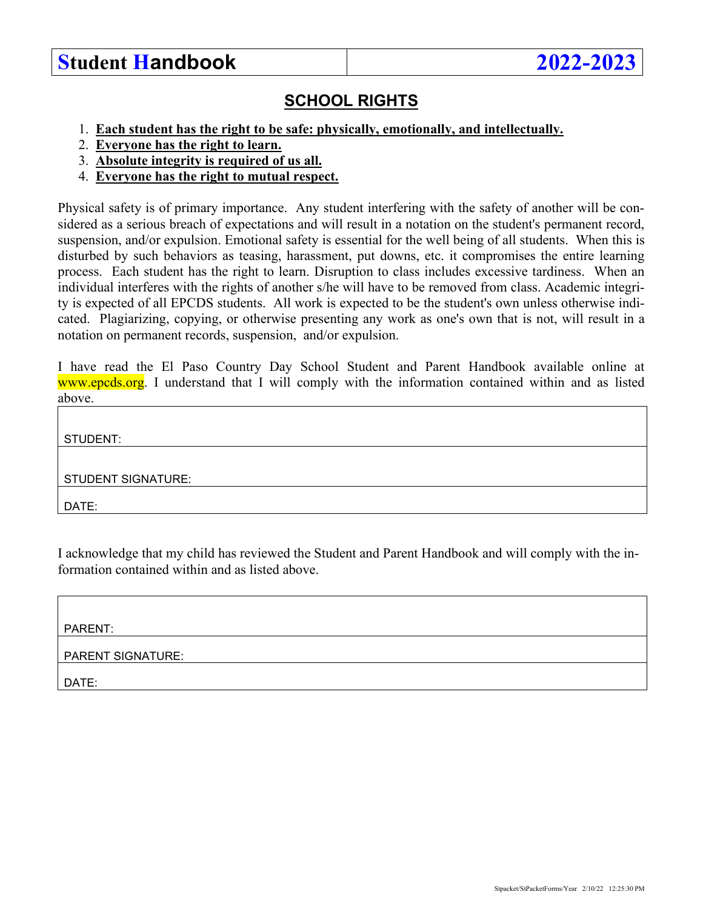| **Student Handbook** | **2022-2023** |
|---|---|

## SCHOOL RIGHTS

1. **Each student has the right to be safe: physically, emotionally, and intellectually.**
2. **Everyone has the right to learn.**
3. **Absolute integrity is required of us all.**
4. **Everyone has the right to mutual respect.**

Physical safety is of primary importance. Any student interfering with the safety of another will be considered as a serious breach of expectations and will result in a notation on the student's permanent record, suspension, and/or expulsion. Emotional safety is essential for the well being of all students. When this is disturbed by such behaviors as teasing, harassment, put downs, etc. it compromises the entire learning process. Each student has the right to learn. Disruption to class includes excessive tardiness. When an individual interferes with the rights of another s/he will have to be removed from class. Academic integrity is expected of all EPCDS students. All work is expected to be the student's own unless otherwise indicated. Plagiarizing, copying, or otherwise presenting any work as one's own that is not, will result in a notation on permanent records, suspension, and/or expulsion.

I have read the El Paso Country Day School Student and Parent Handbook available online at www.epcds.org. I understand that I will comply with the information contained within and as listed above.

| |
|---|
| STUDENT: |
| STUDENT SIGNATURE: |
| DATE: |

I acknowledge that my child has reviewed the Student and Parent Handbook and will comply with the information contained within and as listed above.

| |
|---|
| PARENT: |
| PARENT SIGNATURE: |
| DATE: |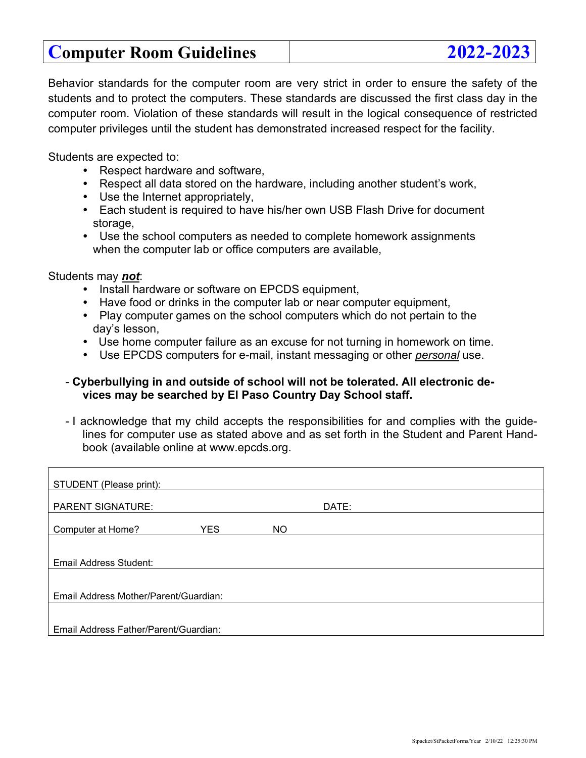# Computer Room Guidelines 2022-2023

Behavior standards for the computer room are very strict in order to ensure the safety of the students and to protect the computers. These standards are discussed the first class day in the computer room. Violation of these standards will result in the logical consequence of restricted computer privileges until the student has demonstrated increased respect for the facility.

Students are expected to:

- Respect hardware and software,
- Respect all data stored on the hardware, including another student's work,
- Use the Internet appropriately,
- Each student is required to have his/her own USB Flash Drive for document storage,
- Use the school computers as needed to complete homework assignments when the computer lab or office computers are available,

Students may ***not***:

- Install hardware or software on EPCDS equipment,
- Have food or drinks in the computer lab or near computer equipment,
- Play computer games on the school computers which do not pertain to the day's lesson,
- Use home computer failure as an excuse for not turning in homework on time.
- Use EPCDS computers for e-mail, instant messaging or other *personal* use.

- **Cyberbullying in and outside of school will not be tolerated. All electronic devices may be searched by El Paso Country Day School staff.**

- I acknowledge that my child accepts the responsibilities for and complies with the guidelines for computer use as stated above and as set forth in the Student and Parent Handbook (available online at www.epcds.org.

| | | | |
|---|---|---|---|
| STUDENT (Please print): | | | |
| PARENT SIGNATURE: | | | DATE: |
| Computer at Home? | YES | NO | |
| Email Address Student: | | | |
| Email Address Mother/Parent/Guardian: | | | |
| Email Address Father/Parent/Guardian: | | | |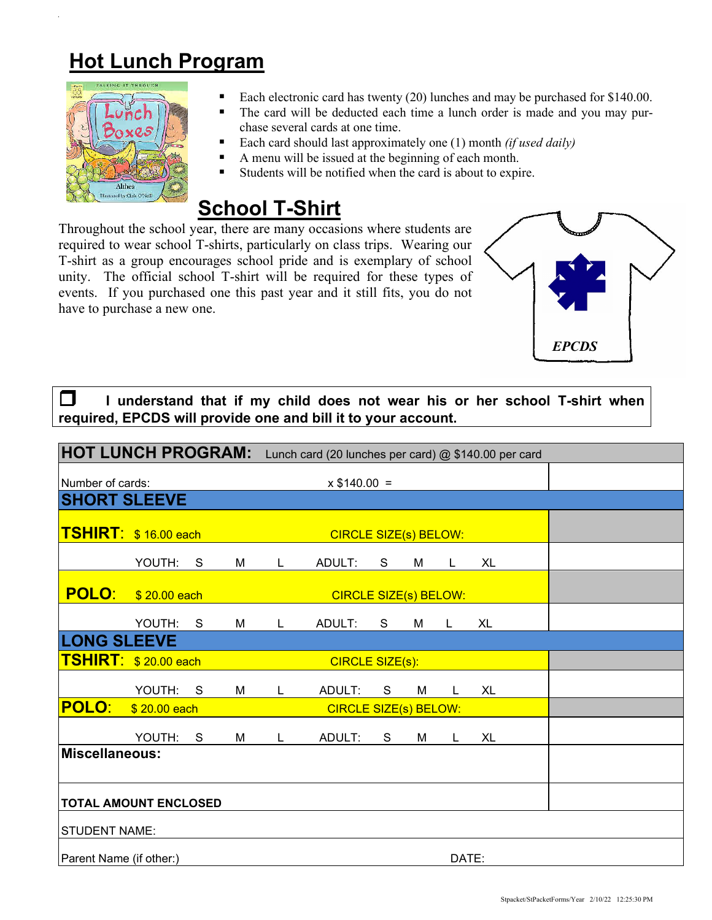## Hot Lunch Program

- Each electronic card has twenty (20) lunches and may be purchased for $140.00.
- The card will be deducted each time a lunch order is made and you may purchase several cards at one time.
- Each card should last approximately one (1) month *(if used daily)*
- A menu will be issued at the beginning of each month.
- Students will be notified when the card is about to expire.

## School T-Shirt

Throughout the school year, there are many occasions where students are required to wear school T-shirts, particularly on class trips. Wearing our T-shirt as a group encourages school pride and is exemplary of school unity. The official school T-shirt will be required for these types of events. If you purchased one this past year and it still fits, you do not have to purchase a new one.

❒ **I understand that if my child does not wear his or her school T-shirt when required, EPCDS will provide one and bill it to your account.**

| | |
|---|---|
| **HOT LUNCH PROGRAM:** Lunch card (20 lunches per card) @ $140.00 per card | |
| Number of cards: x $140.00 = | |
| **SHORT SLEEVE** | |
| **TSHIRT**: $ 16.00 each CIRCLE SIZE(s) BELOW: | |
| YOUTH: S M L ADULT: S M L XL | |
| **POLO**: $ 20.00 each CIRCLE SIZE(s) BELOW: | |
| YOUTH: S M L ADULT: S M L XL | |
| **LONG SLEEVE** | |
| **TSHIRT**: $ 20.00 each CIRCLE SIZE(s): | |
| YOUTH: S M L ADULT: S M L XL | |
| **POLO**: $ 20.00 each CIRCLE SIZE(s) BELOW: | |
| YOUTH: S M L ADULT: S M L XL | |
| **Miscellaneous:** | |
| **TOTAL AMOUNT ENCLOSED** | |
| STUDENT NAME: | |
| Parent Name (if other:) DATE: | |

Stpacket/StPacketForms/Year 2/10/22 12:25:30 PM